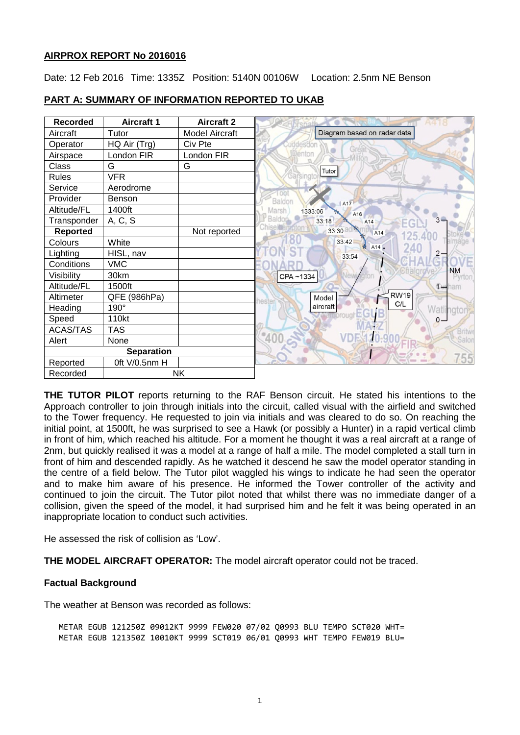**AIRPROX REPORT No 2016016**

Date: 12 Feb 2016 Time: 1335Z Position: 5140N 00106W Location: 2.5nm NE Benson

**PART A: SUMMARY OF INFORMATION REPORTED TO UKAB**

| Recorded | Aircraft 1 | Aircraft 2 |
| --- | --- | --- |
| Aircraft | Tutor | Model Aircraft |
| Operator | HQ Air (Trg) | Civ Pte |
| Airspace | London FIR | London FIR |
| Class | G | G |
| Rules | VFR | |
| Service | Aerodrome | |
| Provider | Benson | |
| Altitude/FL | 1400ft | |
| Transponder | A, C, S | |
| **Reported** | | Not reported |
| Colours | White | |
| Lighting | HISL, nav | |
| Conditions | VMC | |
| Visibility | 30km | |
| Altitude/FL | 1500ft | |
| Altimeter | QFE (986hPa) | |
| Heading | 190° | |
| Speed | 110kt | |
| ACAS/TAS | TAS | |
| Alert | None | |
| **Separation** | | |
| Reported | 0ft V/0.5nm H | |
| Recorded | NK | |

Diagram based on radar data

**THE TUTOR PILOT** reports returning to the RAF Benson circuit. He stated his intentions to the Approach controller to join through initials into the circuit, called visual with the airfield and switched to the Tower frequency. He requested to join via initials and was cleared to do so. On reaching the initial point, at 1500ft, he was surprised to see a Hawk (or possibly a Hunter) in a rapid vertical climb in front of him, which reached his altitude. For a moment he thought it was a real aircraft at a range of 2nm, but quickly realised it was a model at a range of half a mile. The model completed a stall turn in front of him and descended rapidly. As he watched it descend he saw the model operator standing in the centre of a field below. The Tutor pilot waggled his wings to indicate he had seen the operator and to make him aware of his presence. He informed the Tower controller of the activity and continued to join the circuit. The Tutor pilot noted that whilst there was no immediate danger of a collision, given the speed of the model, it had surprised him and he felt it was being operated in an inappropriate location to conduct such activities.

He assessed the risk of collision as 'Low'.

**THE MODEL AIRCRAFT OPERATOR:** The model aircraft operator could not be traced.

**Factual Background**

The weather at Benson was recorded as follows:

```
METAR EGUB 121250Z 09012KT 9999 FEW020 07/02 Q0993 BLU TEMPO SCT020 WHT=
METAR EGUB 121350Z 10010KT 9999 SCT019 06/01 Q0993 WHT TEMPO FEW019 BLU=
```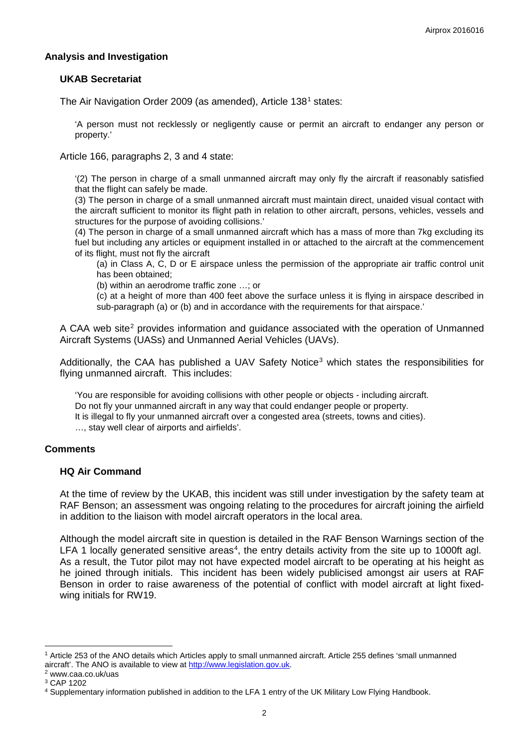## Analysis and Investigation

### UKAB Secretariat

The Air Navigation Order 2009 (as amended), Article 138[1] states:

> 'A person must not recklessly or negligently cause or permit an aircraft to endanger any person or property.'

Article 166, paragraphs 2, 3 and 4 state:

> '(2) The person in charge of a small unmanned aircraft may only fly the aircraft if reasonably satisfied that the flight can safely be made.
>
> (3) The person in charge of a small unmanned aircraft must maintain direct, unaided visual contact with the aircraft sufficient to monitor its flight path in relation to other aircraft, persons, vehicles, vessels and structures for the purpose of avoiding collisions.'
>
> (4) The person in charge of a small unmanned aircraft which has a mass of more than 7kg excluding its fuel but including any articles or equipment installed in or attached to the aircraft at the commencement of its flight, must not fly the aircraft
>
> (a) in Class A, C, D or E airspace unless the permission of the appropriate air traffic control unit has been obtained;
>
> (b) within an aerodrome traffic zone …; or
>
> (c) at a height of more than 400 feet above the surface unless it is flying in airspace described in sub-paragraph (a) or (b) and in accordance with the requirements for that airspace.'

A CAA web site[2] provides information and guidance associated with the operation of Unmanned Aircraft Systems (UASs) and Unmanned Aerial Vehicles (UAVs).

Additionally, the CAA has published a UAV Safety Notice[3] which states the responsibilities for flying unmanned aircraft. This includes:

> 'You are responsible for avoiding collisions with other people or objects - including aircraft.
> Do not fly your unmanned aircraft in any way that could endanger people or property.
> It is illegal to fly your unmanned aircraft over a congested area (streets, towns and cities).
> …, stay well clear of airports and airfields'.

## Comments

### HQ Air Command

At the time of review by the UKAB, this incident was still under investigation by the safety team at RAF Benson; an assessment was ongoing relating to the procedures for aircraft joining the airfield in addition to the liaison with model aircraft operators in the local area.

Although the model aircraft site in question is detailed in the RAF Benson Warnings section of the LFA 1 locally generated sensitive areas[4], the entry details activity from the site up to 1000ft agl. As a result, the Tutor pilot may not have expected model aircraft to be operating at his height as he joined through initials. This incident has been widely publicised amongst air users at RAF Benson in order to raise awareness of the potential of conflict with model aircraft at light fixed-wing initials for RW19.

---

[1] Article 253 of the ANO details which Articles apply to small unmanned aircraft. Article 255 defines 'small unmanned aircraft'. The ANO is available to view at http://www.legislation.gov.uk.

[2] www.caa.co.uk/uas

[3] CAP 1202

[4] Supplementary information published in addition to the LFA 1 entry of the UK Military Low Flying Handbook.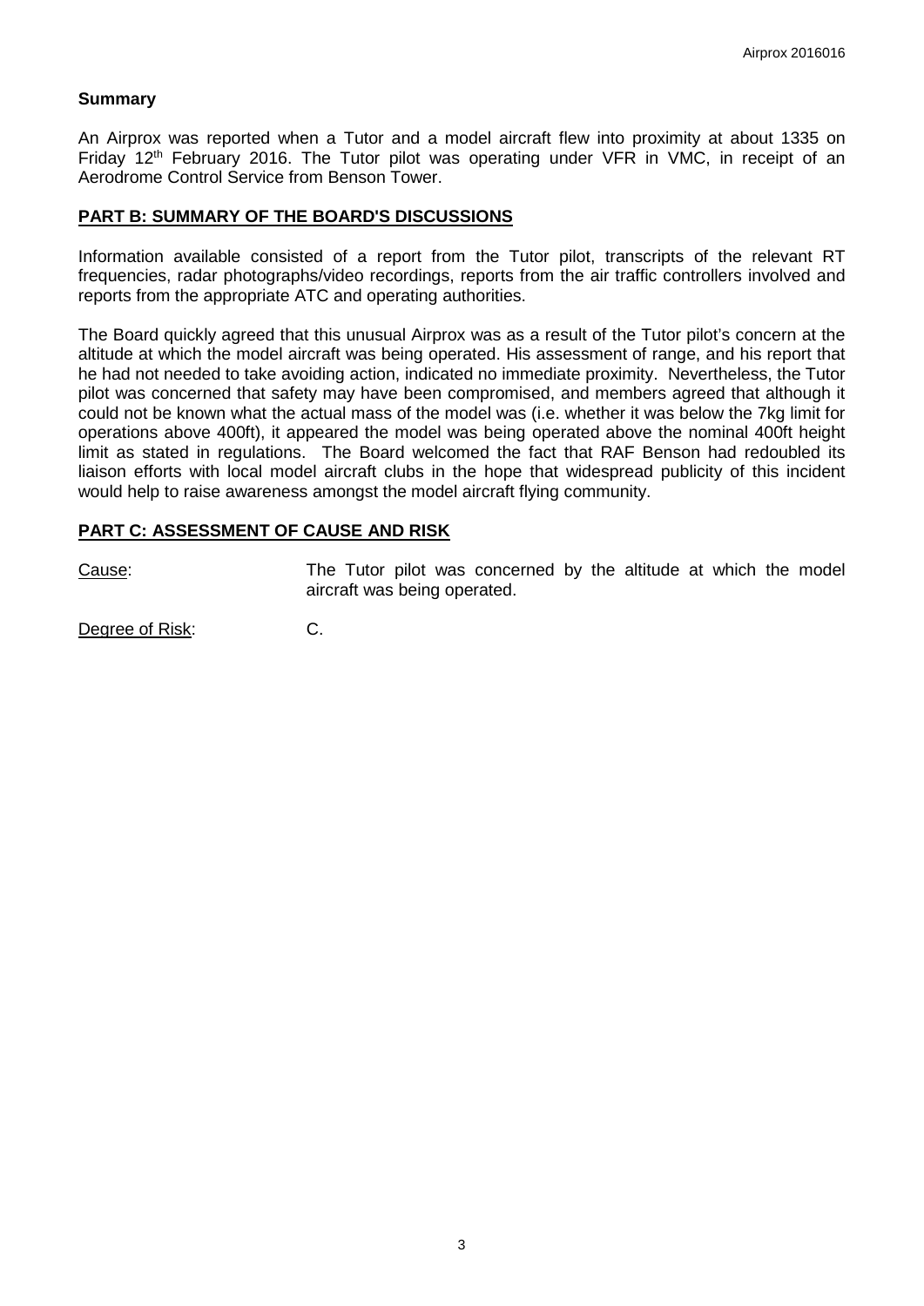**Summary**

An Airprox was reported when a Tutor and a model aircraft flew into proximity at about 1335 on Friday 12th February 2016. The Tutor pilot was operating under VFR in VMC, in receipt of an Aerodrome Control Service from Benson Tower.

**PART B: SUMMARY OF THE BOARD'S DISCUSSIONS**

Information available consisted of a report from the Tutor pilot, transcripts of the relevant RT frequencies, radar photographs/video recordings, reports from the air traffic controllers involved and reports from the appropriate ATC and operating authorities.

The Board quickly agreed that this unusual Airprox was as a result of the Tutor pilot's concern at the altitude at which the model aircraft was being operated. His assessment of range, and his report that he had not needed to take avoiding action, indicated no immediate proximity. Nevertheless, the Tutor pilot was concerned that safety may have been compromised, and members agreed that although it could not be known what the actual mass of the model was (i.e. whether it was below the 7kg limit for operations above 400ft), it appeared the model was being operated above the nominal 400ft height limit as stated in regulations. The Board welcomed the fact that RAF Benson had redoubled its liaison efforts with local model aircraft clubs in the hope that widespread publicity of this incident would help to raise awareness amongst the model aircraft flying community.

**PART C: ASSESSMENT OF CAUSE AND RISK**

Cause: The Tutor pilot was concerned by the altitude at which the model aircraft was being operated.

Degree of Risk: C.